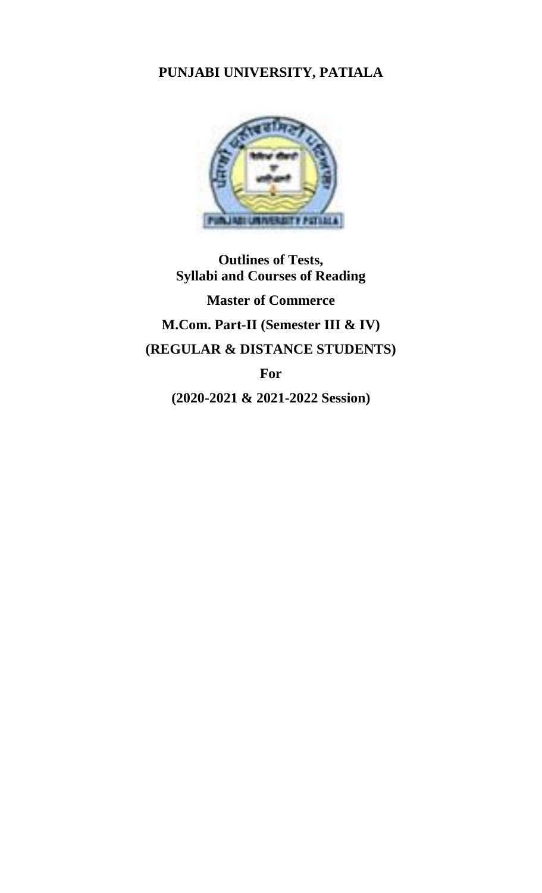# PUNJABI UNIVERSITY, PATIALA

**Outlines of Tests,**
**Syllabi and Courses of Reading**

**Master of Commerce**

**M.Com. Part-II (Semester III & IV)**

**(REGULAR & DISTANCE STUDENTS)**

**For**

**(2020-2021 & 2021-2022 Session)**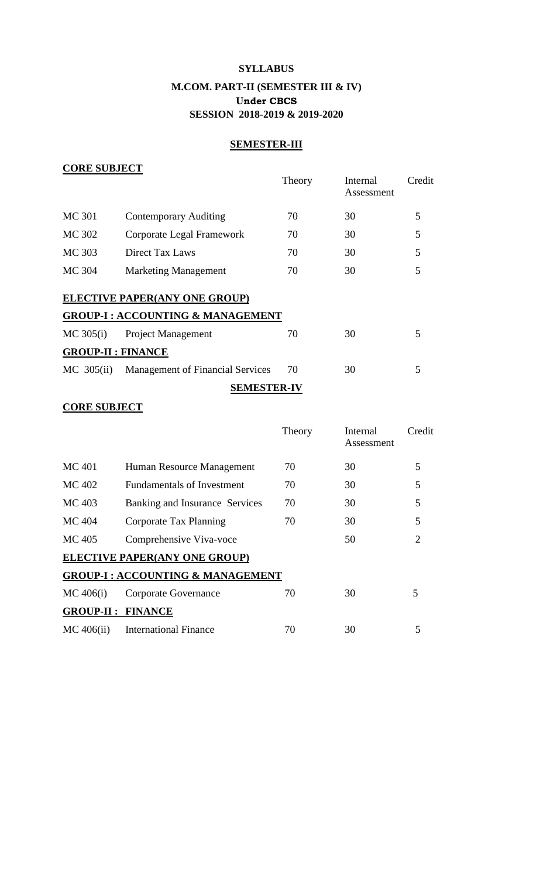# SYLLABUS

## M.COM. PART-II (SEMESTER III & IV)

### Under CBCS

### SESSION 2018-2019 & 2019-2020

## SEMESTER-III

**CORE SUBJECT**

| | | Theory | Internal Assessment | Credit |
|---|---|---|---|---|
| MC 301 | Contemporary Auditing | 70 | 30 | 5 |
| MC 302 | Corporate Legal Framework | 70 | 30 | 5 |
| MC 303 | Direct Tax Laws | 70 | 30 | 5 |
| MC 304 | Marketing Management | 70 | 30 | 5 |

**ELECTIVE PAPER(ANY ONE GROUP)**

**GROUP-I : ACCOUNTING & MANAGEMENT**

| | | | | |
|---|---|---|---|---|
| MC 305(i) | Project Management | 70 | 30 | 5 |

**GROUP-II : FINANCE**

| | | | | |
|---|---|---|---|---|
| MC 305(ii) | Management of Financial Services | 70 | 30 | 5 |

## SEMESTER-IV

**CORE SUBJECT**

| | | Theory | Internal Assessment | Credit |
|---|---|---|---|---|
| MC 401 | Human Resource Management | 70 | 30 | 5 |
| MC 402 | Fundamentals of Investment | 70 | 30 | 5 |
| MC 403 | Banking and Insurance Services | 70 | 30 | 5 |
| MC 404 | Corporate Tax Planning | 70 | 30 | 5 |
| MC 405 | Comprehensive Viva-voce | | 50 | 2 |

**ELECTIVE PAPER(ANY ONE GROUP)**

**GROUP-I : ACCOUNTING & MANAGEMENT**

| | | | | |
|---|---|---|---|---|
| MC 406(i) | Corporate Governance | 70 | 30 | 5 |

**GROUP-II : FINANCE**

| | | | | |
|---|---|---|---|---|
| MC 406(ii) | International Finance | 70 | 30 | 5 |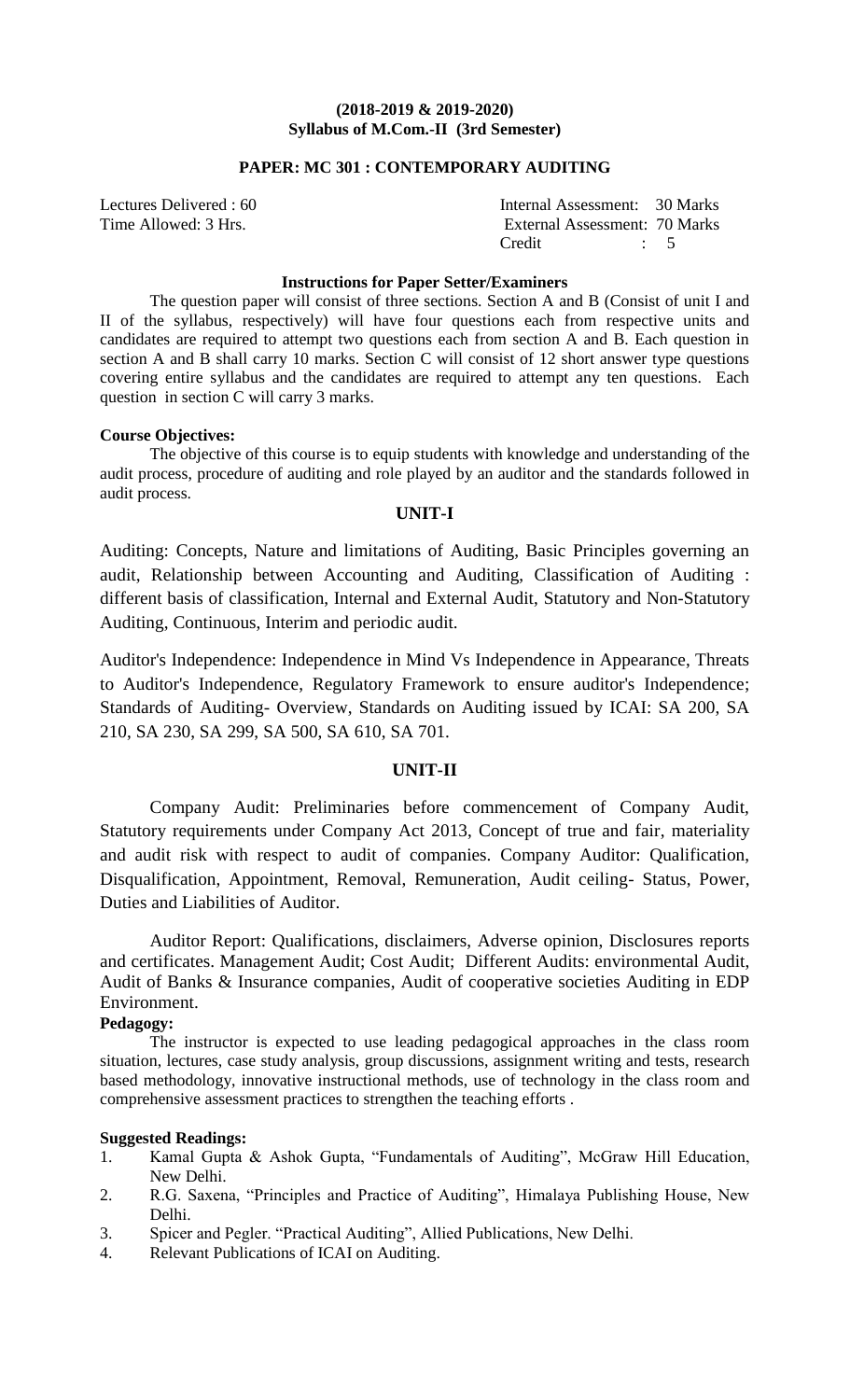**(2018-2019 & 2019-2020)**
**Syllabus of M.Com.-II (3rd Semester)**

## PAPER: MC 301 : CONTEMPORARY AUDITING

| | |
|---|---|
| Lectures Delivered : 60 | Internal Assessment: 30 Marks |
| Time Allowed: 3 Hrs. | External Assessment: 70 Marks |
| | Credit : 5 |

### Instructions for Paper Setter/Examiners

The question paper will consist of three sections. Section A and B (Consist of unit I and II of the syllabus, respectively) will have four questions each from respective units and candidates are required to attempt two questions each from section A and B. Each question in section A and B shall carry 10 marks. Section C will consist of 12 short answer type questions covering entire syllabus and the candidates are required to attempt any ten questions. Each question in section C will carry 3 marks.

**Course Objectives:**

The objective of this course is to equip students with knowledge and understanding of the audit process, procedure of auditing and role played by an auditor and the standards followed in audit process.

### UNIT-I

Auditing: Concepts, Nature and limitations of Auditing, Basic Principles governing an audit, Relationship between Accounting and Auditing, Classification of Auditing : different basis of classification, Internal and External Audit, Statutory and Non-Statutory Auditing, Continuous, Interim and periodic audit.

Auditor's Independence: Independence in Mind Vs Independence in Appearance, Threats to Auditor's Independence, Regulatory Framework to ensure auditor's Independence; Standards of Auditing- Overview, Standards on Auditing issued by ICAI: SA 200, SA 210, SA 230, SA 299, SA 500, SA 610, SA 701.

### UNIT-II

Company Audit: Preliminaries before commencement of Company Audit, Statutory requirements under Company Act 2013, Concept of true and fair, materiality and audit risk with respect to audit of companies. Company Auditor: Qualification, Disqualification, Appointment, Removal, Remuneration, Audit ceiling- Status, Power, Duties and Liabilities of Auditor.

Auditor Report: Qualifications, disclaimers, Adverse opinion, Disclosures reports and certificates. Management Audit; Cost Audit; Different Audits: environmental Audit, Audit of Banks & Insurance companies, Audit of cooperative societies Auditing in EDP Environment.

**Pedagogy:**

The instructor is expected to use leading pedagogical approaches in the class room situation, lectures, case study analysis, group discussions, assignment writing and tests, research based methodology, innovative instructional methods, use of technology in the class room and comprehensive assessment practices to strengthen the teaching efforts .

**Suggested Readings:**

1. Kamal Gupta & Ashok Gupta, "Fundamentals of Auditing", McGraw Hill Education, New Delhi.
2. R.G. Saxena, "Principles and Practice of Auditing", Himalaya Publishing House, New Delhi.
3. Spicer and Pegler. "Practical Auditing", Allied Publications, New Delhi.
4. Relevant Publications of ICAI on Auditing.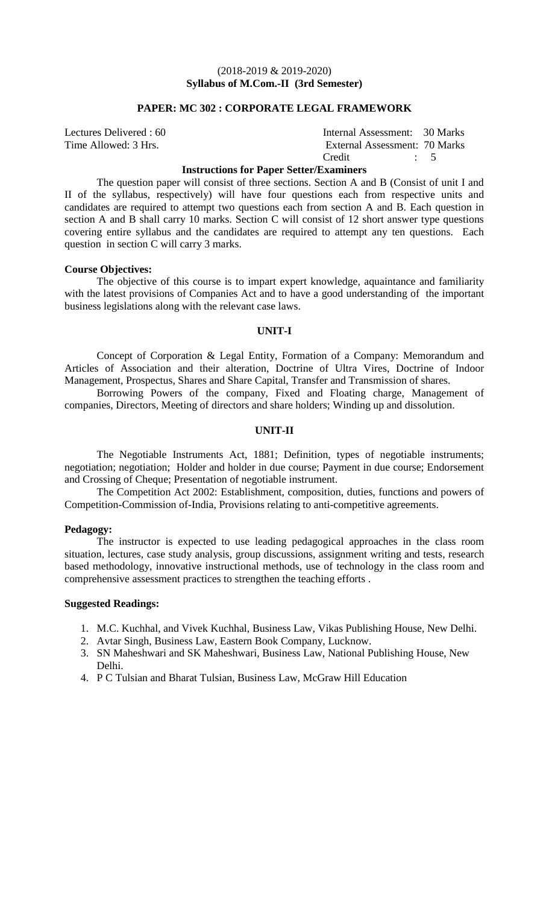(2018-2019 & 2019-2020)
**Syllabus of M.Com.-II (3rd Semester)**

## PAPER: MC 302 : CORPORATE LEGAL FRAMEWORK

| | |
|---|---|
| Lectures Delivered : 60 | Internal Assessment: 30 Marks |
| Time Allowed: 3 Hrs. | External Assessment: 70 Marks |
| | Credit : 5 |

### Instructions for Paper Setter/Examiners

The question paper will consist of three sections. Section A and B (Consist of unit I and II of the syllabus, respectively) will have four questions each from respective units and candidates are required to attempt two questions each from section A and B. Each question in section A and B shall carry 10 marks. Section C will consist of 12 short answer type questions covering entire syllabus and the candidates are required to attempt any ten questions. Each question in section C will carry 3 marks.

**Course Objectives:**

The objective of this course is to impart expert knowledge, aquaintance and familiarity with the latest provisions of Companies Act and to have a good understanding of the important business legislations along with the relevant case laws.

### UNIT-I

Concept of Corporation & Legal Entity, Formation of a Company: Memorandum and Articles of Association and their alteration, Doctrine of Ultra Vires, Doctrine of Indoor Management, Prospectus, Shares and Share Capital, Transfer and Transmission of shares.

Borrowing Powers of the company, Fixed and Floating charge, Management of companies, Directors, Meeting of directors and share holders; Winding up and dissolution.

### UNIT-II

The Negotiable Instruments Act, 1881; Definition, types of negotiable instruments; negotiation; negotiation; Holder and holder in due course; Payment in due course; Endorsement and Crossing of Cheque; Presentation of negotiable instrument.

The Competition Act 2002: Establishment, composition, duties, functions and powers of Competition-Commission of-India, Provisions relating to anti-competitive agreements.

**Pedagogy:**

The instructor is expected to use leading pedagogical approaches in the class room situation, lectures, case study analysis, group discussions, assignment writing and tests, research based methodology, innovative instructional methods, use of technology in the class room and comprehensive assessment practices to strengthen the teaching efforts .

**Suggested Readings:**

1. M.C. Kuchhal, and Vivek Kuchhal, Business Law, Vikas Publishing House, New Delhi.
2. Avtar Singh, Business Law, Eastern Book Company, Lucknow.
3. SN Maheshwari and SK Maheshwari, Business Law, National Publishing House, New Delhi.
4. P C Tulsian and Bharat Tulsian, Business Law, McGraw Hill Education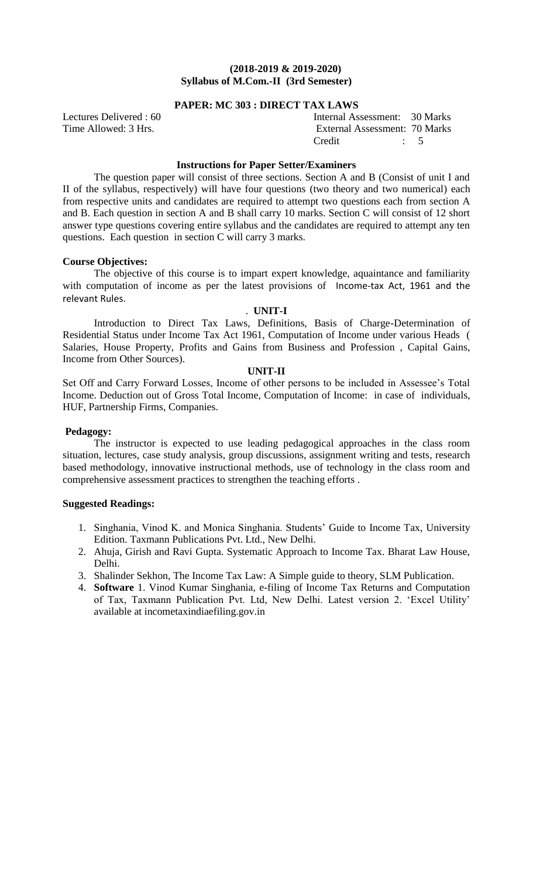**(2018-2019 & 2019-2020)**
**Syllabus of M.Com.-II (3rd Semester)**

## PAPER: MC 303 : DIRECT TAX LAWS

Lectures Delivered : 60 — Internal Assessment: 30 Marks
Time Allowed: 3 Hrs. — External Assessment: 70 Marks
Credit : 5

### Instructions for Paper Setter/Examiners

The question paper will consist of three sections. Section A and B (Consist of unit I and II of the syllabus, respectively) will have four questions (two theory and two numerical) each from respective units and candidates are required to attempt two questions each from section A and B. Each question in section A and B shall carry 10 marks. Section C will consist of 12 short answer type questions covering entire syllabus and the candidates are required to attempt any ten questions. Each question in section C will carry 3 marks.

**Course Objectives:**

The objective of this course is to impart expert knowledge, aquaintance and familiarity with computation of income as per the latest provisions of Income-tax Act, 1961 and the relevant Rules.

**UNIT-I**

Introduction to Direct Tax Laws, Definitions, Basis of Charge-Determination of Residential Status under Income Tax Act 1961, Computation of Income under various Heads ( Salaries, House Property, Profits and Gains from Business and Profession , Capital Gains, Income from Other Sources).

**UNIT-II**

Set Off and Carry Forward Losses, Income of other persons to be included in Assessee's Total Income. Deduction out of Gross Total Income, Computation of Income: in case of individuals, HUF, Partnership Firms, Companies.

**Pedagogy:**

The instructor is expected to use leading pedagogical approaches in the class room situation, lectures, case study analysis, group discussions, assignment writing and tests, research based methodology, innovative instructional methods, use of technology in the class room and comprehensive assessment practices to strengthen the teaching efforts .

**Suggested Readings:**

1. Singhania, Vinod K. and Monica Singhania. Students' Guide to Income Tax, University Edition. Taxmann Publications Pvt. Ltd., New Delhi.
2. Ahuja, Girish and Ravi Gupta. Systematic Approach to Income Tax. Bharat Law House, Delhi.
3. Shalinder Sekhon, The Income Tax Law: A Simple guide to theory, SLM Publication.
4. **Software** 1. Vinod Kumar Singhania, e-filing of Income Tax Returns and Computation of Tax, Taxmann Publication Pvt. Ltd, New Delhi. Latest version 2. 'Excel Utility' available at incometaxindiaefiling.gov.in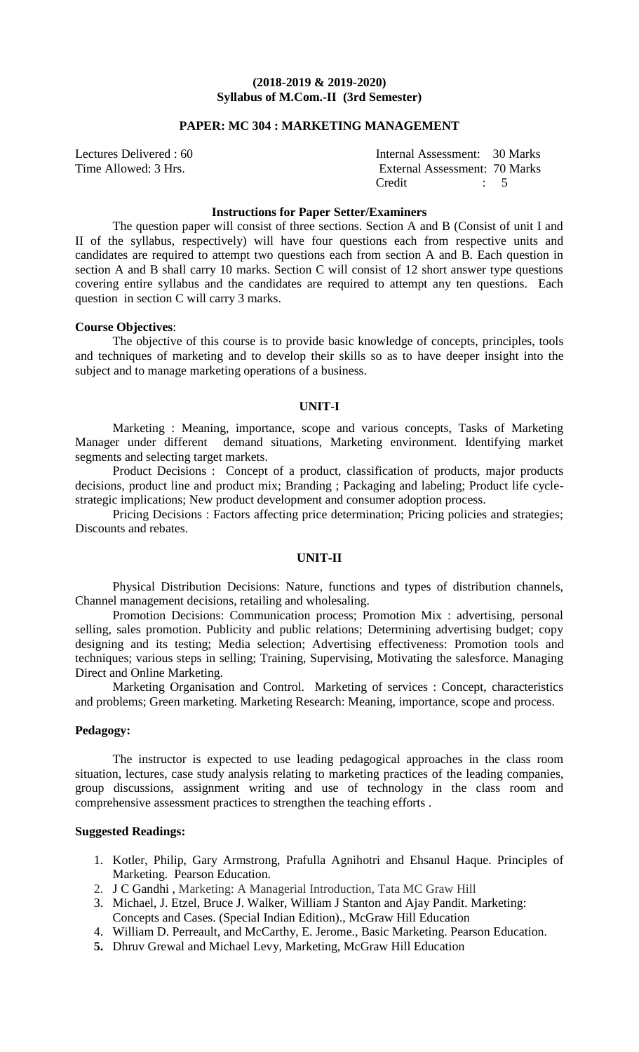**(2018-2019 & 2019-2020)**
**Syllabus of M.Com.-II (3rd Semester)**

## PAPER: MC 304 : MARKETING MANAGEMENT

| | |
|---|---|
| Lectures Delivered : 60 | Internal Assessment: 30 Marks |
| Time Allowed: 3 Hrs. | External Assessment: 70 Marks |
| | Credit : 5 |

### Instructions for Paper Setter/Examiners

The question paper will consist of three sections. Section A and B (Consist of unit I and II of the syllabus, respectively) will have four questions each from respective units and candidates are required to attempt two questions each from section A and B. Each question in section A and B shall carry 10 marks. Section C will consist of 12 short answer type questions covering entire syllabus and the candidates are required to attempt any ten questions. Each question in section C will carry 3 marks.

**Course Objectives**:

The objective of this course is to provide basic knowledge of concepts, principles, tools and techniques of marketing and to develop their skills so as to have deeper insight into the subject and to manage marketing operations of a business.

### UNIT-I

Marketing : Meaning, importance, scope and various concepts, Tasks of Marketing Manager under different demand situations, Marketing environment. Identifying market segments and selecting target markets.

Product Decisions : Concept of a product, classification of products, major products decisions, product line and product mix; Branding ; Packaging and labeling; Product life cycle-strategic implications; New product development and consumer adoption process.

Pricing Decisions : Factors affecting price determination; Pricing policies and strategies; Discounts and rebates.

### UNIT-II

Physical Distribution Decisions: Nature, functions and types of distribution channels, Channel management decisions, retailing and wholesaling.

Promotion Decisions: Communication process; Promotion Mix : advertising, personal selling, sales promotion. Publicity and public relations; Determining advertising budget; copy designing and its testing; Media selection; Advertising effectiveness: Promotion tools and techniques; various steps in selling; Training, Supervising, Motivating the salesforce. Managing Direct and Online Marketing.

Marketing Organisation and Control. Marketing of services : Concept, characteristics and problems; Green marketing. Marketing Research: Meaning, importance, scope and process.

**Pedagogy:**

The instructor is expected to use leading pedagogical approaches in the class room situation, lectures, case study analysis relating to marketing practices of the leading companies, group discussions, assignment writing and use of technology in the class room and comprehensive assessment practices to strengthen the teaching efforts .

**Suggested Readings:**

1. Kotler, Philip, Gary Armstrong, Prafulla Agnihotri and Ehsanul Haque. Principles of Marketing. Pearson Education.
2. J C Gandhi , Marketing: A Managerial Introduction, Tata MC Graw Hill
3. Michael, J. Etzel, Bruce J. Walker, William J Stanton and Ajay Pandit. Marketing: Concepts and Cases. (Special Indian Edition)., McGraw Hill Education
4. William D. Perreault, and McCarthy, E. Jerome., Basic Marketing. Pearson Education.
5. Dhruv Grewal and Michael Levy, Marketing, McGraw Hill Education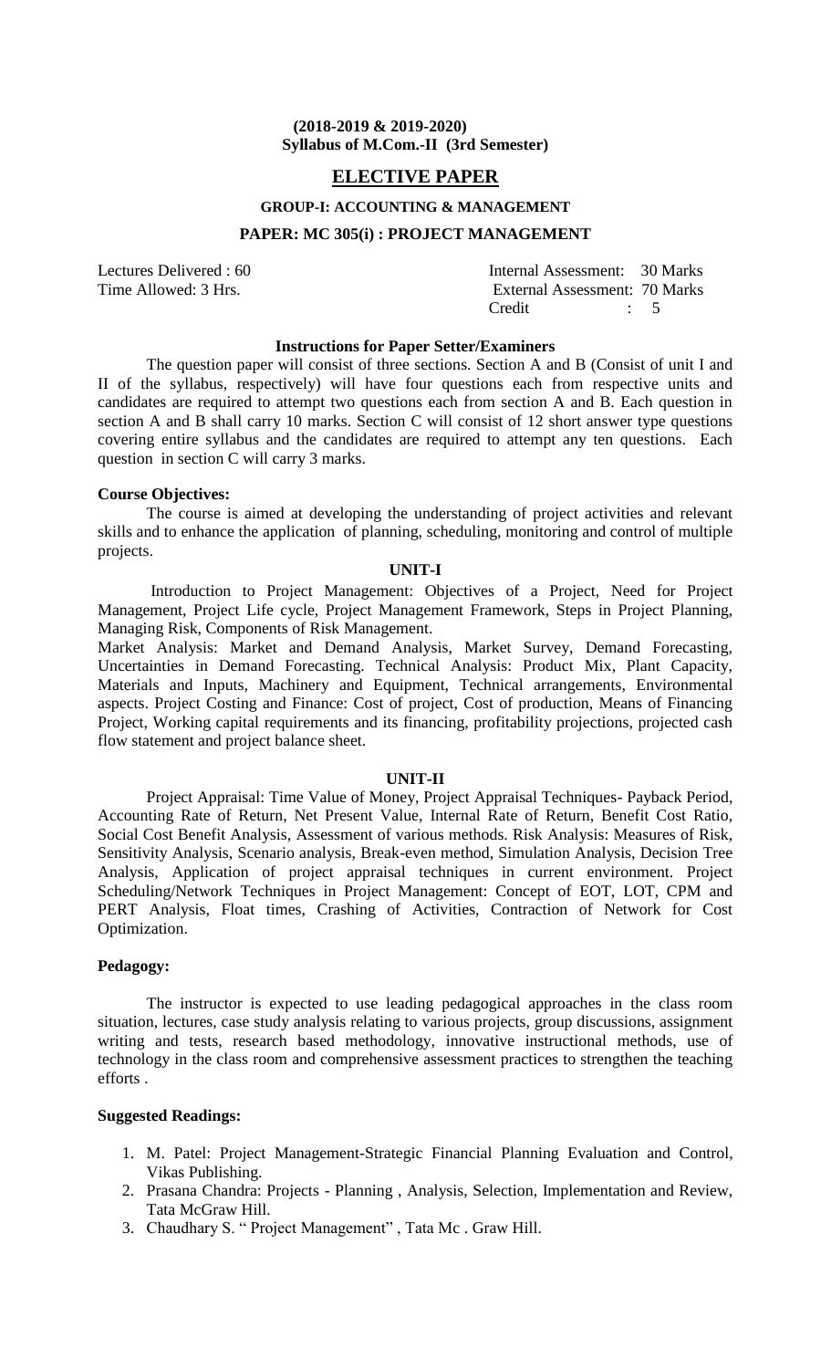**(2018-2019 & 2019-2020)**
**Syllabus of M.Com.-II (3rd Semester)**

# ELECTIVE PAPER

## GROUP-I: ACCOUNTING & MANAGEMENT

## PAPER: MC 305(i) : PROJECT MANAGEMENT

Lectures Delivered : 60
Time Allowed: 3 Hrs.

Internal Assessment: 30 Marks
External Assessment: 70 Marks
Credit : 5

**Instructions for Paper Setter/Examiners**

The question paper will consist of three sections. Section A and B (Consist of unit I and II of the syllabus, respectively) will have four questions each from respective units and candidates are required to attempt two questions each from section A and B. Each question in section A and B shall carry 10 marks. Section C will consist of 12 short answer type questions covering entire syllabus and the candidates are required to attempt any ten questions. Each question in section C will carry 3 marks.

**Course Objectives:**

The course is aimed at developing the understanding of project activities and relevant skills and to enhance the application of planning, scheduling, monitoring and control of multiple projects.

**UNIT-I**

Introduction to Project Management: Objectives of a Project, Need for Project Management, Project Life cycle, Project Management Framework, Steps in Project Planning, Managing Risk, Components of Risk Management.

Market Analysis: Market and Demand Analysis, Market Survey, Demand Forecasting, Uncertainties in Demand Forecasting. Technical Analysis: Product Mix, Plant Capacity, Materials and Inputs, Machinery and Equipment, Technical arrangements, Environmental aspects. Project Costing and Finance: Cost of project, Cost of production, Means of Financing Project, Working capital requirements and its financing, profitability projections, projected cash flow statement and project balance sheet.

**UNIT-II**

Project Appraisal: Time Value of Money, Project Appraisal Techniques- Payback Period, Accounting Rate of Return, Net Present Value, Internal Rate of Return, Benefit Cost Ratio, Social Cost Benefit Analysis, Assessment of various methods. Risk Analysis: Measures of Risk, Sensitivity Analysis, Scenario analysis, Break-even method, Simulation Analysis, Decision Tree Analysis, Application of project appraisal techniques in current environment. Project Scheduling/Network Techniques in Project Management: Concept of EOT, LOT, CPM and PERT Analysis, Float times, Crashing of Activities, Contraction of Network for Cost Optimization.

**Pedagogy:**

The instructor is expected to use leading pedagogical approaches in the class room situation, lectures, case study analysis relating to various projects, group discussions, assignment writing and tests, research based methodology, innovative instructional methods, use of technology in the class room and comprehensive assessment practices to strengthen the teaching efforts .

**Suggested Readings:**

1. M. Patel: Project Management-Strategic Financial Planning Evaluation and Control, Vikas Publishing.
2. Prasana Chandra: Projects - Planning , Analysis, Selection, Implementation and Review, Tata McGraw Hill.
3. Chaudhary S. " Project Management" , Tata Mc . Graw Hill.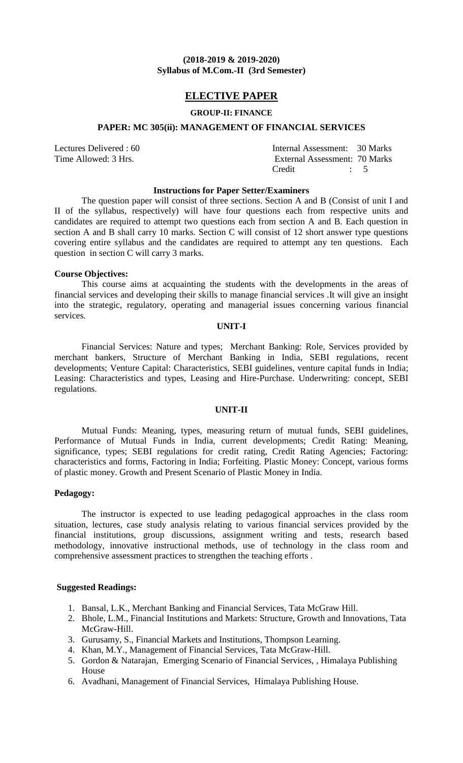**(2018-2019 & 2019-2020)**
**Syllabus of M.Com.-II (3rd Semester)**

## ELECTIVE PAPER

### GROUP-II: FINANCE

### PAPER: MC 305(ii): MANAGEMENT OF FINANCIAL SERVICES

Lectures Delivered : 60　　　　Internal Assessment: 30 Marks
Time Allowed: 3 Hrs.　　　　External Assessment: 70 Marks
　　　　Credit : 5

**Instructions for Paper Setter/Examiners**

The question paper will consist of three sections. Section A and B (Consist of unit I and II of the syllabus, respectively) will have four questions each from respective units and candidates are required to attempt two questions each from section A and B. Each question in section A and B shall carry 10 marks. Section C will consist of 12 short answer type questions covering entire syllabus and the candidates are required to attempt any ten questions. Each question in section C will carry 3 marks.

**Course Objectives:**

This course aims at acquainting the students with the developments in the areas of financial services and developing their skills to manage financial services .It will give an insight into the strategic, regulatory, operating and managerial issues concerning various financial services.

**UNIT-I**

Financial Services: Nature and types; Merchant Banking: Role, Services provided by merchant bankers, Structure of Merchant Banking in India, SEBI regulations, recent developments; Venture Capital: Characteristics, SEBI guidelines, venture capital funds in India; Leasing: Characteristics and types, Leasing and Hire-Purchase. Underwriting: concept, SEBI regulations.

**UNIT-II**

Mutual Funds: Meaning, types, measuring return of mutual funds, SEBI guidelines, Performance of Mutual Funds in India, current developments; Credit Rating: Meaning, significance, types; SEBI regulations for credit rating, Credit Rating Agencies; Factoring: characteristics and forms, Factoring in India; Forfeiting. Plastic Money: Concept, various forms of plastic money. Growth and Present Scenario of Plastic Money in India.

**Pedagogy:**

The instructor is expected to use leading pedagogical approaches in the class room situation, lectures, case study analysis relating to various financial services provided by the financial institutions, group discussions, assignment writing and tests, research based methodology, innovative instructional methods, use of technology in the class room and comprehensive assessment practices to strengthen the teaching efforts .

**Suggested Readings:**

1. Bansal, L.K., Merchant Banking and Financial Services, Tata McGraw Hill.
2. Bhole, L.M., Financial Institutions and Markets: Structure, Growth and Innovations, Tata McGraw-Hill.
3. Gurusamy, S., Financial Markets and Institutions, Thompson Learning.
4. Khan, M.Y., Management of Financial Services, Tata McGraw-Hill.
5. Gordon & Natarajan, Emerging Scenario of Financial Services, , Himalaya Publishing House
6. Avadhani, Management of Financial Services, Himalaya Publishing House.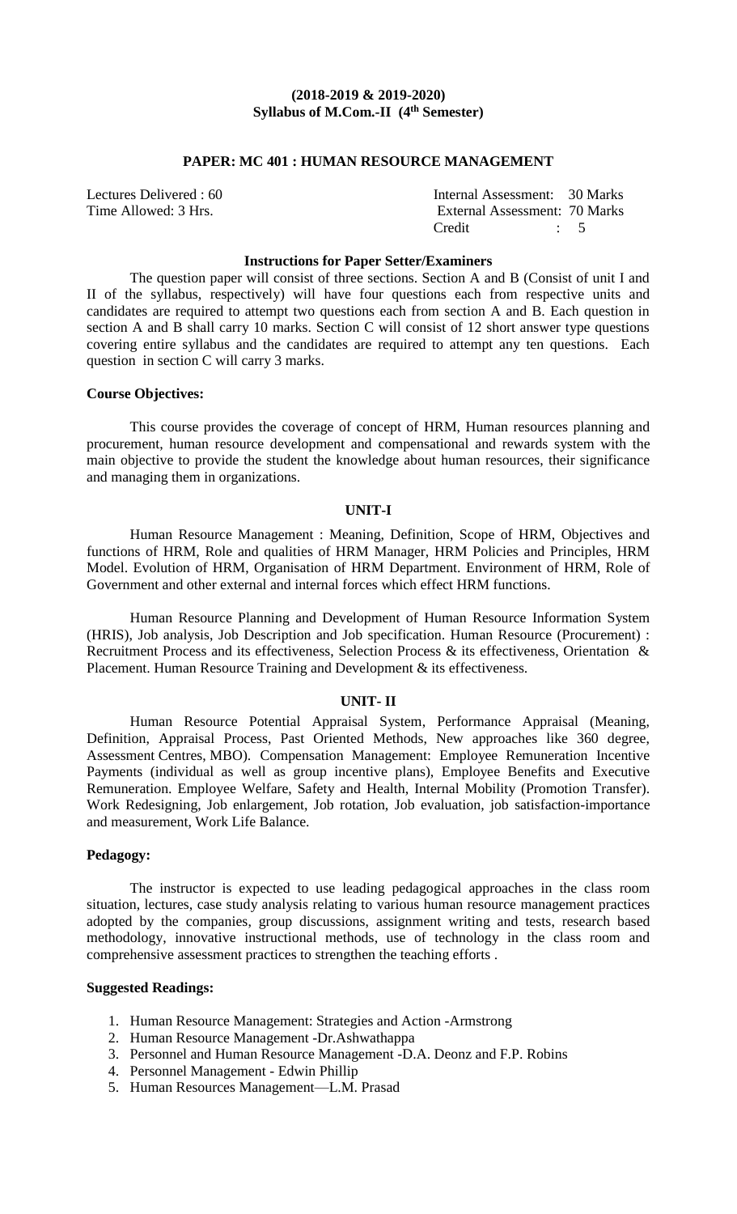**(2018-2019 & 2019-2020)**
**Syllabus of M.Com.-II (4th Semester)**

**PAPER: MC 401 : HUMAN RESOURCE MANAGEMENT**

Lectures Delivered : 60 | Internal Assessment: 30 Marks
Time Allowed: 3 Hrs. | External Assessment: 70 Marks
Credit : 5

**Instructions for Paper Setter/Examiners**

The question paper will consist of three sections. Section A and B (Consist of unit I and II of the syllabus, respectively) will have four questions each from respective units and candidates are required to attempt two questions each from section A and B. Each question in section A and B shall carry 10 marks. Section C will consist of 12 short answer type questions covering entire syllabus and the candidates are required to attempt any ten questions. Each question in section C will carry 3 marks.

**Course Objectives:**

This course provides the coverage of concept of HRM, Human resources planning and procurement, human resource development and compensational and rewards system with the main objective to provide the student the knowledge about human resources, their significance and managing them in organizations.

**UNIT-I**

Human Resource Management : Meaning, Definition, Scope of HRM, Objectives and functions of HRM, Role and qualities of HRM Manager, HRM Policies and Principles, HRM Model. Evolution of HRM, Organisation of HRM Department. Environment of HRM, Role of Government and other external and internal forces which effect HRM functions.

Human Resource Planning and Development of Human Resource Information System (HRIS), Job analysis, Job Description and Job specification. Human Resource (Procurement) : Recruitment Process and its effectiveness, Selection Process & its effectiveness, Orientation & Placement. Human Resource Training and Development & its effectiveness.

**UNIT- II**

Human Resource Potential Appraisal System, Performance Appraisal (Meaning, Definition, Appraisal Process, Past Oriented Methods, New approaches like 360 degree, Assessment Centres, MBO). Compensation Management: Employee Remuneration Incentive Payments (individual as well as group incentive plans), Employee Benefits and Executive Remuneration. Employee Welfare, Safety and Health, Internal Mobility (Promotion Transfer). Work Redesigning, Job enlargement, Job rotation, Job evaluation, job satisfaction-importance and measurement, Work Life Balance.

**Pedagogy:**

The instructor is expected to use leading pedagogical approaches in the class room situation, lectures, case study analysis relating to various human resource management practices adopted by the companies, group discussions, assignment writing and tests, research based methodology, innovative instructional methods, use of technology in the class room and comprehensive assessment practices to strengthen the teaching efforts .

**Suggested Readings:**

1. Human Resource Management: Strategies and Action -Armstrong
2. Human Resource Management -Dr.Ashwathappa
3. Personnel and Human Resource Management -D.A. Deonz and F.P. Robins
4. Personnel Management - Edwin Phillip
5. Human Resources Management—L.M. Prasad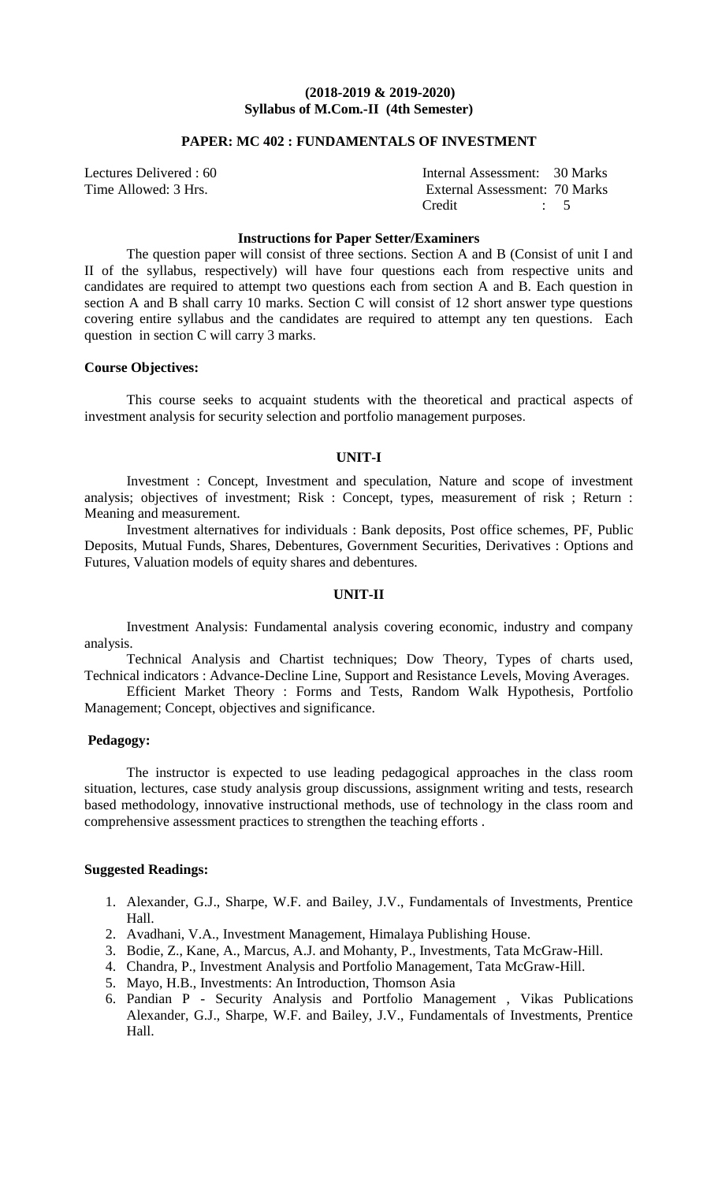**(2018-2019 & 2019-2020)**
**Syllabus of M.Com.-II (4th Semester)**

## PAPER: MC 402 : FUNDAMENTALS OF INVESTMENT

| | |
|---|---|
| Lectures Delivered : 60 | Internal Assessment: 30 Marks |
| Time Allowed: 3 Hrs. | External Assessment: 70 Marks |
| | Credit : 5 |

### Instructions for Paper Setter/Examiners

The question paper will consist of three sections. Section A and B (Consist of unit I and II of the syllabus, respectively) will have four questions each from respective units and candidates are required to attempt two questions each from section A and B. Each question in section A and B shall carry 10 marks. Section C will consist of 12 short answer type questions covering entire syllabus and the candidates are required to attempt any ten questions. Each question in section C will carry 3 marks.

**Course Objectives:**

This course seeks to acquaint students with the theoretical and practical aspects of investment analysis for security selection and portfolio management purposes.

### UNIT-I

Investment : Concept, Investment and speculation, Nature and scope of investment analysis; objectives of investment; Risk : Concept, types, measurement of risk ; Return : Meaning and measurement.

Investment alternatives for individuals : Bank deposits, Post office schemes, PF, Public Deposits, Mutual Funds, Shares, Debentures, Government Securities, Derivatives : Options and Futures, Valuation models of equity shares and debentures.

### UNIT-II

Investment Analysis: Fundamental analysis covering economic, industry and company analysis.

Technical Analysis and Chartist techniques; Dow Theory, Types of charts used, Technical indicators : Advance-Decline Line, Support and Resistance Levels, Moving Averages.

Efficient Market Theory : Forms and Tests, Random Walk Hypothesis, Portfolio Management; Concept, objectives and significance.

**Pedagogy:**

The instructor is expected to use leading pedagogical approaches in the class room situation, lectures, case study analysis group discussions, assignment writing and tests, research based methodology, innovative instructional methods, use of technology in the class room and comprehensive assessment practices to strengthen the teaching efforts .

**Suggested Readings:**

1. Alexander, G.J., Sharpe, W.F. and Bailey, J.V., Fundamentals of Investments, Prentice Hall.
2. Avadhani, V.A., Investment Management, Himalaya Publishing House.
3. Bodie, Z., Kane, A., Marcus, A.J. and Mohanty, P., Investments, Tata McGraw-Hill.
4. Chandra, P., Investment Analysis and Portfolio Management, Tata McGraw-Hill.
5. Mayo, H.B., Investments: An Introduction, Thomson Asia
6. Pandian P - Security Analysis and Portfolio Management , Vikas Publications Alexander, G.J., Sharpe, W.F. and Bailey, J.V., Fundamentals of Investments, Prentice Hall.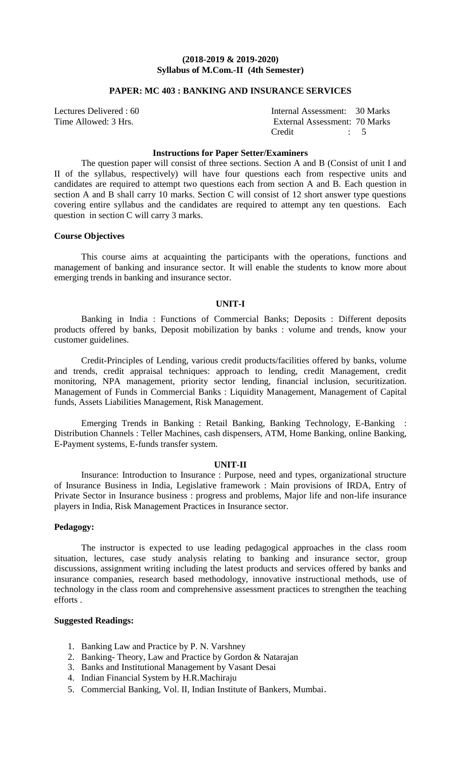**(2018-2019 & 2019-2020)**
**Syllabus of M.Com.-II (4th Semester)**

## PAPER: MC 403 : BANKING AND INSURANCE SERVICES

Lectures Delivered : 60 | Internal Assessment: 30 Marks
Time Allowed: 3 Hrs. | External Assessment: 70 Marks
Credit : 5

### Instructions for Paper Setter/Examiners

The question paper will consist of three sections. Section A and B (Consist of unit I and II of the syllabus, respectively) will have four questions each from respective units and candidates are required to attempt two questions each from section A and B. Each question in section A and B shall carry 10 marks. Section C will consist of 12 short answer type questions covering entire syllabus and the candidates are required to attempt any ten questions. Each question in section C will carry 3 marks.

### Course Objectives

This course aims at acquainting the participants with the operations, functions and management of banking and insurance sector. It will enable the students to know more about emerging trends in banking and insurance sector.

### UNIT-I

Banking in India : Functions of Commercial Banks; Deposits : Different deposits products offered by banks, Deposit mobilization by banks : volume and trends, know your customer guidelines.

Credit-Principles of Lending, various credit products/facilities offered by banks, volume and trends, credit appraisal techniques: approach to lending, credit Management, credit monitoring, NPA management, priority sector lending, financial inclusion, securitization. Management of Funds in Commercial Banks : Liquidity Management, Management of Capital funds, Assets Liabilities Management, Risk Management.

Emerging Trends in Banking : Retail Banking, Banking Technology, E-Banking : Distribution Channels : Teller Machines, cash dispensers, ATM, Home Banking, online Banking, E-Payment systems, E-funds transfer system.

### UNIT-II

Insurance: Introduction to Insurance : Purpose, need and types, organizational structure of Insurance Business in India, Legislative framework : Main provisions of IRDA, Entry of Private Sector in Insurance business : progress and problems, Major life and non-life insurance players in India, Risk Management Practices in Insurance sector.

### Pedagogy:

The instructor is expected to use leading pedagogical approaches in the class room situation, lectures, case study analysis relating to banking and insurance sector, group discussions, assignment writing including the latest products and services offered by banks and insurance companies, research based methodology, innovative instructional methods, use of technology in the class room and comprehensive assessment practices to strengthen the teaching efforts .

### Suggested Readings:

1. Banking Law and Practice by P. N. Varshney
2. Banking- Theory, Law and Practice by Gordon & Natarajan
3. Banks and Institutional Management by Vasant Desai
4. Indian Financial System by H.R.Machiraju
5. Commercial Banking, Vol. II, Indian Institute of Bankers, Mumbai.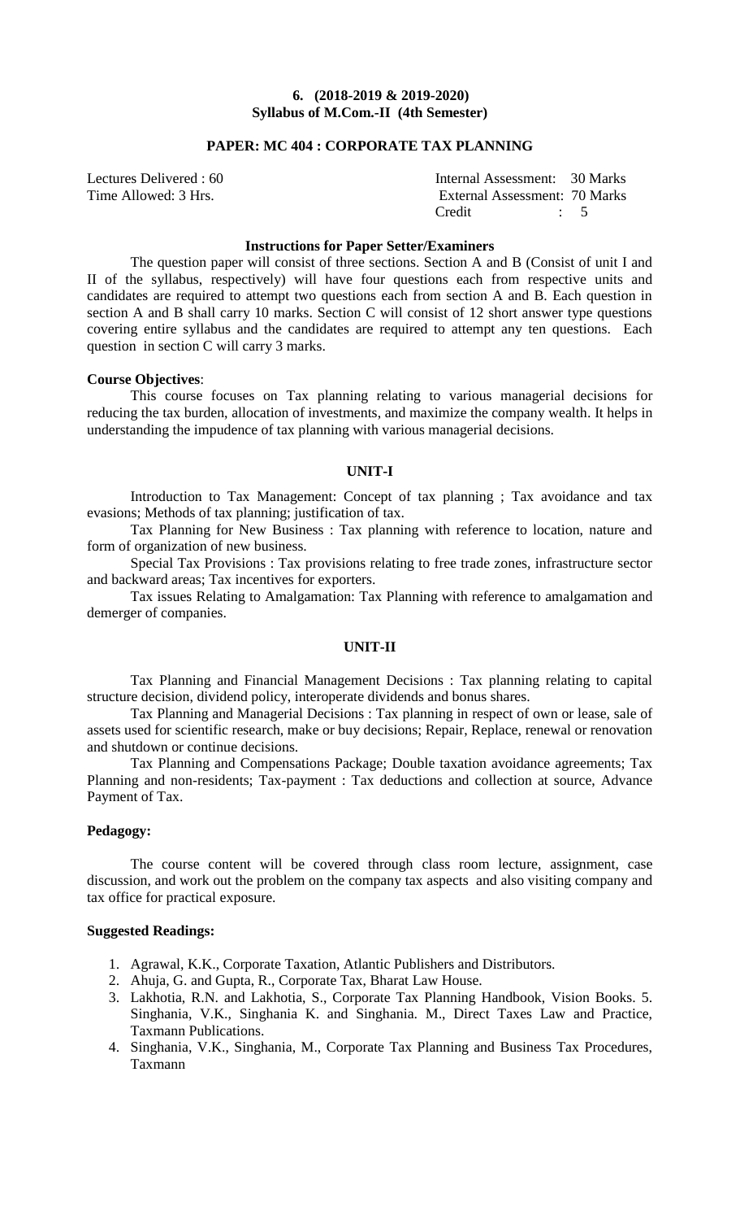**6. (2018-2019 & 2019-2020)**
**Syllabus of M.Com.-II (4th Semester)**

## PAPER: MC 404 : CORPORATE TAX PLANNING

| | |
|---|---|
| Lectures Delivered : 60 | Internal Assessment: 30 Marks |
| Time Allowed: 3 Hrs. | External Assessment: 70 Marks |
| | Credit : 5 |

### Instructions for Paper Setter/Examiners

The question paper will consist of three sections. Section A and B (Consist of unit I and II of the syllabus, respectively) will have four questions each from respective units and candidates are required to attempt two questions each from section A and B. Each question in section A and B shall carry 10 marks. Section C will consist of 12 short answer type questions covering entire syllabus and the candidates are required to attempt any ten questions. Each question in section C will carry 3 marks.

**Course Objectives**:

This course focuses on Tax planning relating to various managerial decisions for reducing the tax burden, allocation of investments, and maximize the company wealth. It helps in understanding the impudence of tax planning with various managerial decisions.

### UNIT-I

Introduction to Tax Management: Concept of tax planning ; Tax avoidance and tax evasions; Methods of tax planning; justification of tax.

Tax Planning for New Business : Tax planning with reference to location, nature and form of organization of new business.

Special Tax Provisions : Tax provisions relating to free trade zones, infrastructure sector and backward areas; Tax incentives for exporters.

Tax issues Relating to Amalgamation: Tax Planning with reference to amalgamation and demerger of companies.

### UNIT-II

Tax Planning and Financial Management Decisions : Tax planning relating to capital structure decision, dividend policy, interoperate dividends and bonus shares.

Tax Planning and Managerial Decisions : Tax planning in respect of own or lease, sale of assets used for scientific research, make or buy decisions; Repair, Replace, renewal or renovation and shutdown or continue decisions.

Tax Planning and Compensations Package; Double taxation avoidance agreements; Tax Planning and non-residents; Tax-payment : Tax deductions and collection at source, Advance Payment of Tax.

**Pedagogy:**

The course content will be covered through class room lecture, assignment, case discussion, and work out the problem on the company tax aspects and also visiting company and tax office for practical exposure.

**Suggested Readings:**

1. Agrawal, K.K., Corporate Taxation, Atlantic Publishers and Distributors.
2. Ahuja, G. and Gupta, R., Corporate Tax, Bharat Law House.
3. Lakhotia, R.N. and Lakhotia, S., Corporate Tax Planning Handbook, Vision Books. 5. Singhania, V.K., Singhania K. and Singhania. M., Direct Taxes Law and Practice, Taxmann Publications.
4. Singhania, V.K., Singhania, M., Corporate Tax Planning and Business Tax Procedures, Taxmann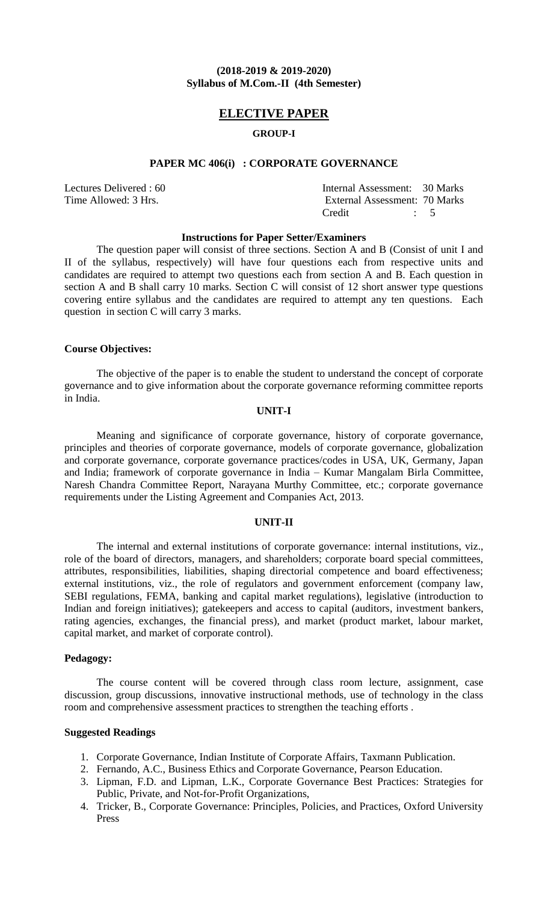**(2018-2019 & 2019-2020)**
**Syllabus of M.Com.-II (4th Semester)**

## ELECTIVE PAPER

### GROUP-I

### PAPER MC 406(i) : CORPORATE GOVERNANCE

| | |
|---|---|
| Lectures Delivered : 60 | Internal Assessment: 30 Marks |
| Time Allowed: 3 Hrs. | External Assessment: 70 Marks |
| | Credit : 5 |

**Instructions for Paper Setter/Examiners**

The question paper will consist of three sections. Section A and B (Consist of unit I and II of the syllabus, respectively) will have four questions each from respective units and candidates are required to attempt two questions each from section A and B. Each question in section A and B shall carry 10 marks. Section C will consist of 12 short answer type questions covering entire syllabus and the candidates are required to attempt any ten questions. Each question in section C will carry 3 marks.

**Course Objectives:**

The objective of the paper is to enable the student to understand the concept of corporate governance and to give information about the corporate governance reforming committee reports in India.

**UNIT-I**

Meaning and significance of corporate governance, history of corporate governance, principles and theories of corporate governance, models of corporate governance, globalization and corporate governance, corporate governance practices/codes in USA, UK, Germany, Japan and India; framework of corporate governance in India – Kumar Mangalam Birla Committee, Naresh Chandra Committee Report, Narayana Murthy Committee, etc.; corporate governance requirements under the Listing Agreement and Companies Act, 2013.

**UNIT-II**

The internal and external institutions of corporate governance: internal institutions, viz., role of the board of directors, managers, and shareholders; corporate board special committees, attributes, responsibilities, liabilities, shaping directorial competence and board effectiveness; external institutions, viz., the role of regulators and government enforcement (company law, SEBI regulations, FEMA, banking and capital market regulations), legislative (introduction to Indian and foreign initiatives); gatekeepers and access to capital (auditors, investment bankers, rating agencies, exchanges, the financial press), and market (product market, labour market, capital market, and market of corporate control).

**Pedagogy:**

The course content will be covered through class room lecture, assignment, case discussion, group discussions, innovative instructional methods, use of technology in the class room and comprehensive assessment practices to strengthen the teaching efforts .

**Suggested Readings**

1. Corporate Governance, Indian Institute of Corporate Affairs, Taxmann Publication.
2. Fernando, A.C., Business Ethics and Corporate Governance, Pearson Education.
3. Lipman, F.D. and Lipman, L.K., Corporate Governance Best Practices: Strategies for Public, Private, and Not-for-Profit Organizations,
4. Tricker, B., Corporate Governance: Principles, Policies, and Practices, Oxford University Press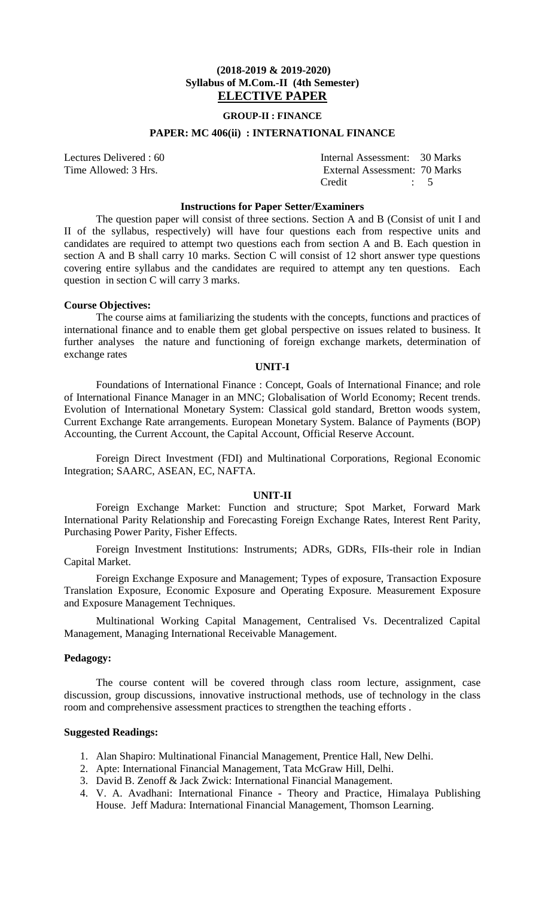**(2018-2019 & 2019-2020)**
**Syllabus of M.Com.-II (4th Semester)**
**ELECTIVE PAPER**

**GROUP-II : FINANCE**

**PAPER: MC 406(ii) : INTERNATIONAL FINANCE**

Lectures Delivered : 60
Time Allowed: 3 Hrs.

Internal Assessment: 30 Marks
External Assessment: 70 Marks
Credit : 5

**Instructions for Paper Setter/Examiners**

The question paper will consist of three sections. Section A and B (Consist of unit I and II of the syllabus, respectively) will have four questions each from respective units and candidates are required to attempt two questions each from section A and B. Each question in section A and B shall carry 10 marks. Section C will consist of 12 short answer type questions covering entire syllabus and the candidates are required to attempt any ten questions. Each question in section C will carry 3 marks.

**Course Objectives:**

The course aims at familiarizing the students with the concepts, functions and practices of international finance and to enable them get global perspective on issues related to business. It further analyses the nature and functioning of foreign exchange markets, determination of exchange rates

**UNIT-I**

Foundations of International Finance : Concept, Goals of International Finance; and role of International Finance Manager in an MNC; Globalisation of World Economy; Recent trends. Evolution of International Monetary System: Classical gold standard, Bretton woods system, Current Exchange Rate arrangements. European Monetary System. Balance of Payments (BOP) Accounting, the Current Account, the Capital Account, Official Reserve Account.

Foreign Direct Investment (FDI) and Multinational Corporations, Regional Economic Integration; SAARC, ASEAN, EC, NAFTA.

**UNIT-II**

Foreign Exchange Market: Function and structure; Spot Market, Forward Mark International Parity Relationship and Forecasting Foreign Exchange Rates, Interest Rent Parity, Purchasing Power Parity, Fisher Effects.

Foreign Investment Institutions: Instruments; ADRs, GDRs, FIIs-their role in Indian Capital Market.

Foreign Exchange Exposure and Management; Types of exposure, Transaction Exposure Translation Exposure, Economic Exposure and Operating Exposure. Measurement Exposure and Exposure Management Techniques.

Multinational Working Capital Management, Centralised Vs. Decentralized Capital Management, Managing International Receivable Management.

**Pedagogy:**

The course content will be covered through class room lecture, assignment, case discussion, group discussions, innovative instructional methods, use of technology in the class room and comprehensive assessment practices to strengthen the teaching efforts .

**Suggested Readings:**

1. Alan Shapiro: Multinational Financial Management, Prentice Hall, New Delhi.
2. Apte: International Financial Management, Tata McGraw Hill, Delhi.
3. David B. Zenoff & Jack Zwick: International Financial Management.
4. V. A. Avadhani: International Finance - Theory and Practice, Himalaya Publishing House. Jeff Madura: International Financial Management, Thomson Learning.